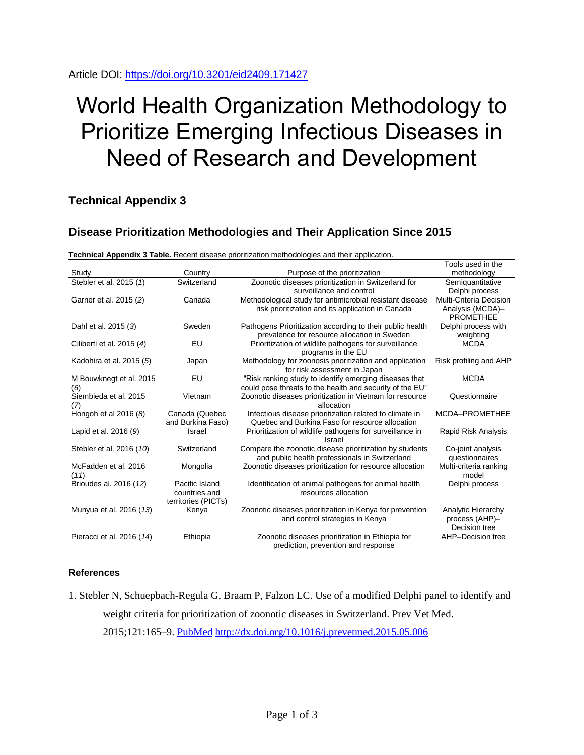Article DOI: https://doi.org/10.3201/eid2409.171427

# World Health Organization Methodology to Prioritize Emerging Infectious Diseases in Need of Research and Development

## Technical Appendix 3

## Disease Prioritization Methodologies and Their Application Since 2015

**Technical Appendix 3 Table.** Recent disease prioritization methodologies and their application.

| Study | Country | Purpose of the prioritization | Tools used in the methodology |
|---|---|---|---|
| Stebler et al. 2015 (*1*) | Switzerland | Zoonotic diseases prioritization in Switzerland for surveillance and control | Semiquantitative Delphi process |
| Garner et al. 2015 (*2*) | Canada | Methodological study for antimicrobial resistant disease risk prioritization and its application in Canada | Multi-Criteria Decision Analysis (MCDA)–PROMETHEE |
| Dahl et al. 2015 (*3*) | Sweden | Pathogens Prioritization according to their public health prevalence for resource allocation in Sweden | Delphi process with weighting |
| Ciliberti et al. 2015 (*4*) | EU | Prioritization of wildlife pathogens for surveillance programs in the EU | MCDA |
| Kadohira et al. 2015 (*5*) | Japan | Methodology for zoonosis prioritization and application for risk assessment in Japan | Risk profiling and AHP |
| M Bouwknegt et al. 2015 (*6*) | EU | "Risk ranking study to identify emerging diseases that could pose threats to the health and security of the EU" | MCDA |
| Siembieda et al. 2015 (*7*) | Vietnam | Zoonotic diseases prioritization in Vietnam for resource allocation | Questionnaire |
| Hongoh et al 2016 (*8*) | Canada (Quebec and Burkina Faso) | Infectious disease prioritization related to climate in Quebec and Burkina Faso for resource allocation | MCDA–PROMETHEE |
| Lapid et al. 2016 (*9*) | Israel | Prioritization of wildlife pathogens for surveillance in Israel | Rapid Risk Analysis |
| Stebler et al. 2016 (*10*) | Switzerland | Compare the zoonotic disease prioritization by students and public health professionals in Switzerland | Co-joint analysis questionnaires |
| McFadden et al. 2016 (*11*) | Mongolia | Zoonotic diseases prioritization for resource allocation | Multi-criteria ranking model |
| Brioudes al. 2016 (*12*) | Pacific Island countries and territories (PICTs) | Identification of animal pathogens for animal health resources allocation | Delphi process |
| Munyua et al. 2016 (*13*) | Kenya | Zoonotic diseases prioritization in Kenya for prevention and control strategies in Kenya | Analytic Hierarchy process (AHP)–Decision tree |
| Pieracci et al. 2016 (*14*) | Ethiopia | Zoonotic diseases prioritization in Ethiopia for prediction, prevention and response | AHP–Decision tree |

### References

1. Stebler N, Schuepbach-Regula G, Braam P, Falzon LC. Use of a modified Delphi panel to identify and weight criteria for prioritization of zoonotic diseases in Switzerland. Prev Vet Med. 2015;121:165–9. PubMed http://dx.doi.org/10.1016/j.prevetmed.2015.05.006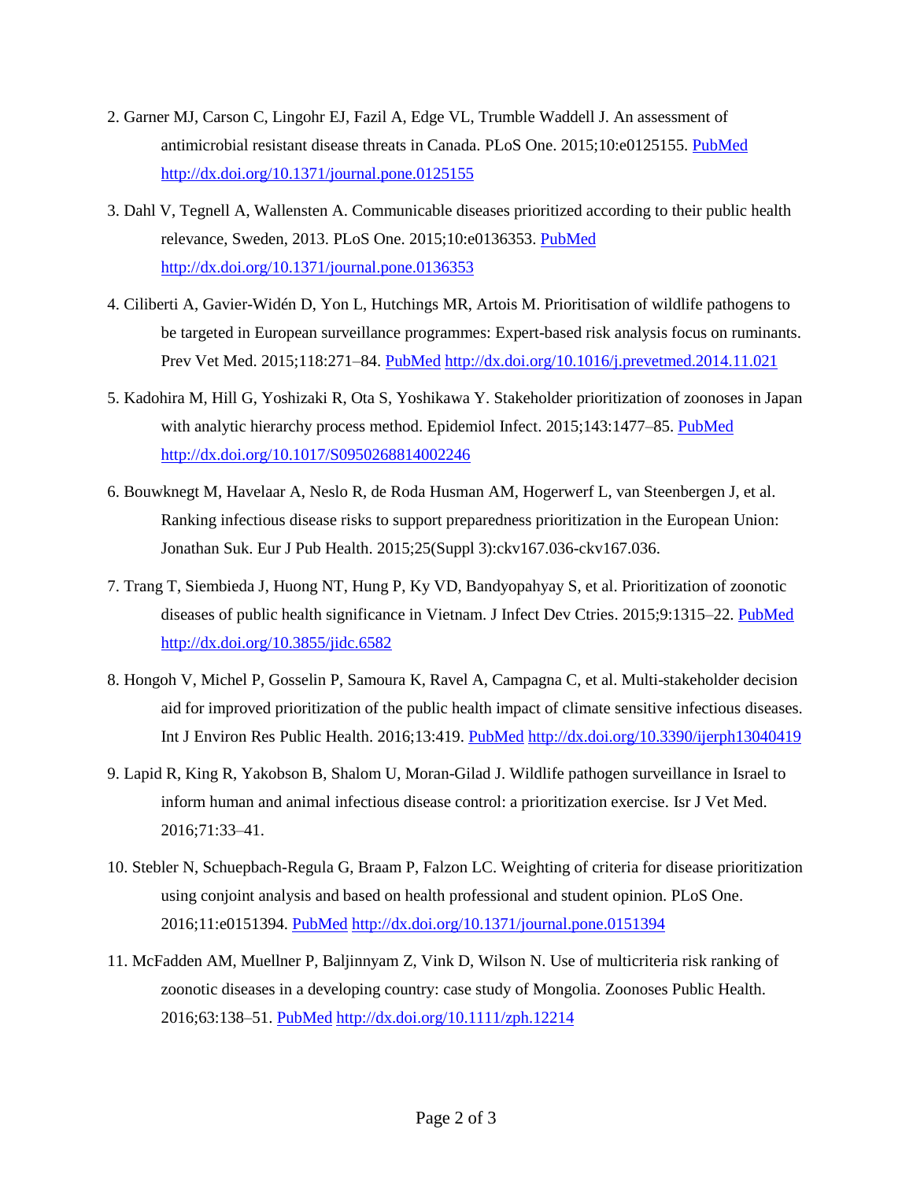2. Garner MJ, Carson C, Lingohr EJ, Fazil A, Edge VL, Trumble Waddell J. An assessment of antimicrobial resistant disease threats in Canada. PLoS One. 2015;10:e0125155. PubMed http://dx.doi.org/10.1371/journal.pone.0125155

3. Dahl V, Tegnell A, Wallensten A. Communicable diseases prioritized according to their public health relevance, Sweden, 2013. PLoS One. 2015;10:e0136353. PubMed http://dx.doi.org/10.1371/journal.pone.0136353

4. Ciliberti A, Gavier-Widén D, Yon L, Hutchings MR, Artois M. Prioritisation of wildlife pathogens to be targeted in European surveillance programmes: Expert-based risk analysis focus on ruminants. Prev Vet Med. 2015;118:271–84. PubMed http://dx.doi.org/10.1016/j.prevetmed.2014.11.021

5. Kadohira M, Hill G, Yoshizaki R, Ota S, Yoshikawa Y. Stakeholder prioritization of zoonoses in Japan with analytic hierarchy process method. Epidemiol Infect. 2015;143:1477–85. PubMed http://dx.doi.org/10.1017/S0950268814002246

6. Bouwknegt M, Havelaar A, Neslo R, de Roda Husman AM, Hogerwerf L, van Steenbergen J, et al. Ranking infectious disease risks to support preparedness prioritization in the European Union: Jonathan Suk. Eur J Pub Health. 2015;25(Suppl 3):ckv167.036-ckv167.036.

7. Trang T, Siembieda J, Huong NT, Hung P, Ky VD, Bandyopahyay S, et al. Prioritization of zoonotic diseases of public health significance in Vietnam. J Infect Dev Ctries. 2015;9:1315–22. PubMed http://dx.doi.org/10.3855/jidc.6582

8. Hongoh V, Michel P, Gosselin P, Samoura K, Ravel A, Campagna C, et al. Multi-stakeholder decision aid for improved prioritization of the public health impact of climate sensitive infectious diseases. Int J Environ Res Public Health. 2016;13:419. PubMed http://dx.doi.org/10.3390/ijerph13040419

9. Lapid R, King R, Yakobson B, Shalom U, Moran-Gilad J. Wildlife pathogen surveillance in Israel to inform human and animal infectious disease control: a prioritization exercise. Isr J Vet Med. 2016;71:33–41.

10. Stebler N, Schuepbach-Regula G, Braam P, Falzon LC. Weighting of criteria for disease prioritization using conjoint analysis and based on health professional and student opinion. PLoS One. 2016;11:e0151394. PubMed http://dx.doi.org/10.1371/journal.pone.0151394

11. McFadden AM, Muellner P, Baljinnyam Z, Vink D, Wilson N. Use of multicriteria risk ranking of zoonotic diseases in a developing country: case study of Mongolia. Zoonoses Public Health. 2016;63:138–51. PubMed http://dx.doi.org/10.1111/zph.12214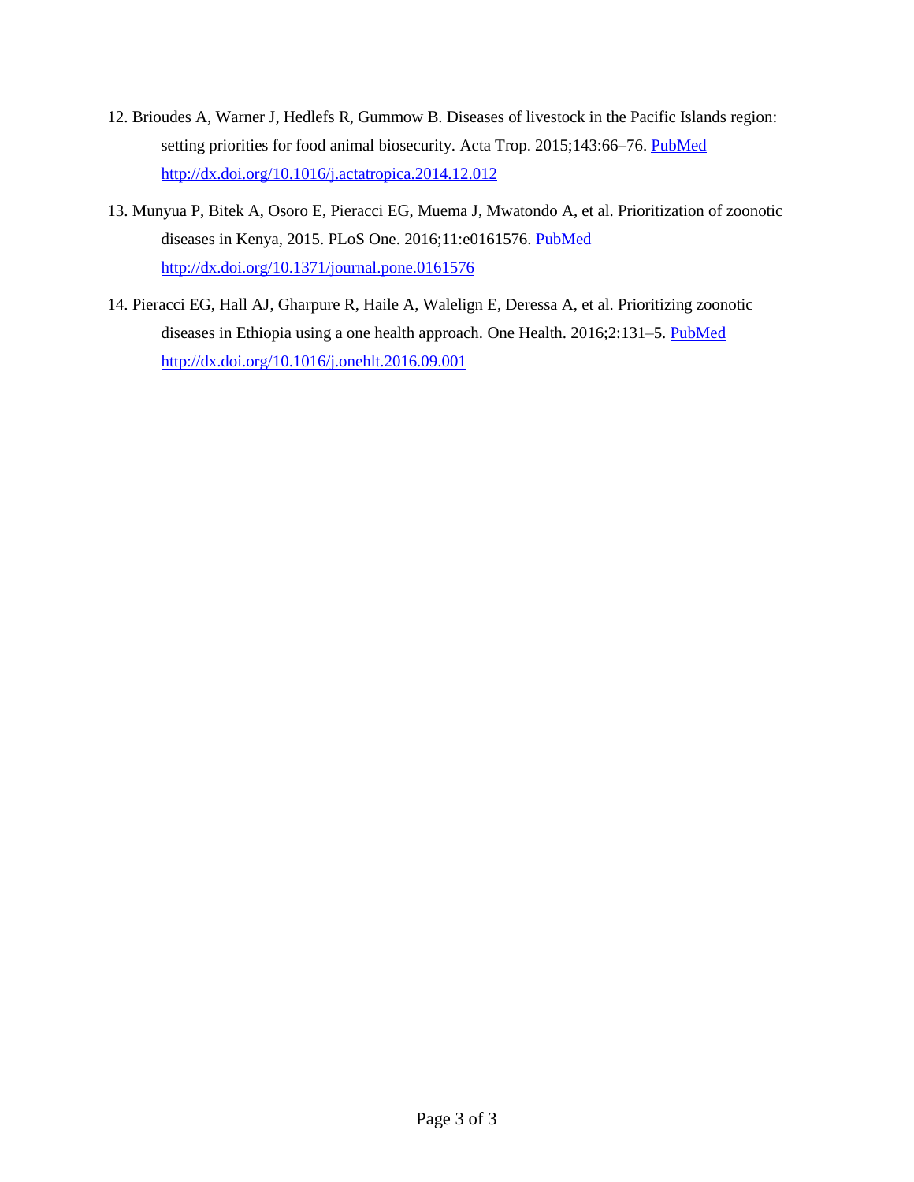12. Brioudes A, Warner J, Hedlefs R, Gummow B. Diseases of livestock in the Pacific Islands region: setting priorities for food animal biosecurity. Acta Trop. 2015;143:66–76. PubMed http://dx.doi.org/10.1016/j.actatropica.2014.12.012

13. Munyua P, Bitek A, Osoro E, Pieracci EG, Muema J, Mwatondo A, et al. Prioritization of zoonotic diseases in Kenya, 2015. PLoS One. 2016;11:e0161576. PubMed http://dx.doi.org/10.1371/journal.pone.0161576

14. Pieracci EG, Hall AJ, Gharpure R, Haile A, Walelign E, Deressa A, et al. Prioritizing zoonotic diseases in Ethiopia using a one health approach. One Health. 2016;2:131–5. PubMed http://dx.doi.org/10.1016/j.onehlt.2016.09.001